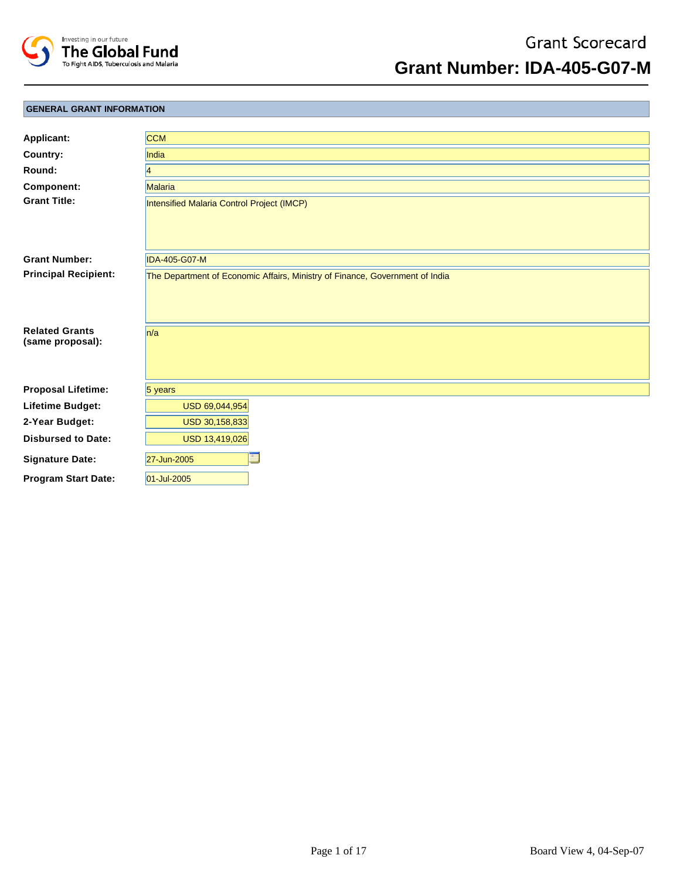# Grant Scorecard

## Grant Number: IDA-405-G07-M

### GENERAL GRANT INFORMATION

| | |
|---|---|
| **Applicant:** | CCM |
| **Country:** | India |
| **Round:** | 4 |
| **Component:** | Malaria |
| **Grant Title:** | Intensified Malaria Control Project (IMCP) |
| **Grant Number:** | IDA-405-G07-M |
| **Principal Recipient:** | The Department of Economic Affairs, Ministry of Finance, Government of India |
| **Related Grants (same proposal):** | n/a |
| **Proposal Lifetime:** | 5 years |
| **Lifetime Budget:** | USD 69,044,954 |
| **2-Year Budget:** | USD 30,158,833 |
| **Disbursed to Date:** | USD 13,419,026 |
| **Signature Date:** | 27-Jun-2005 |
| **Program Start Date:** | 01-Jul-2005 |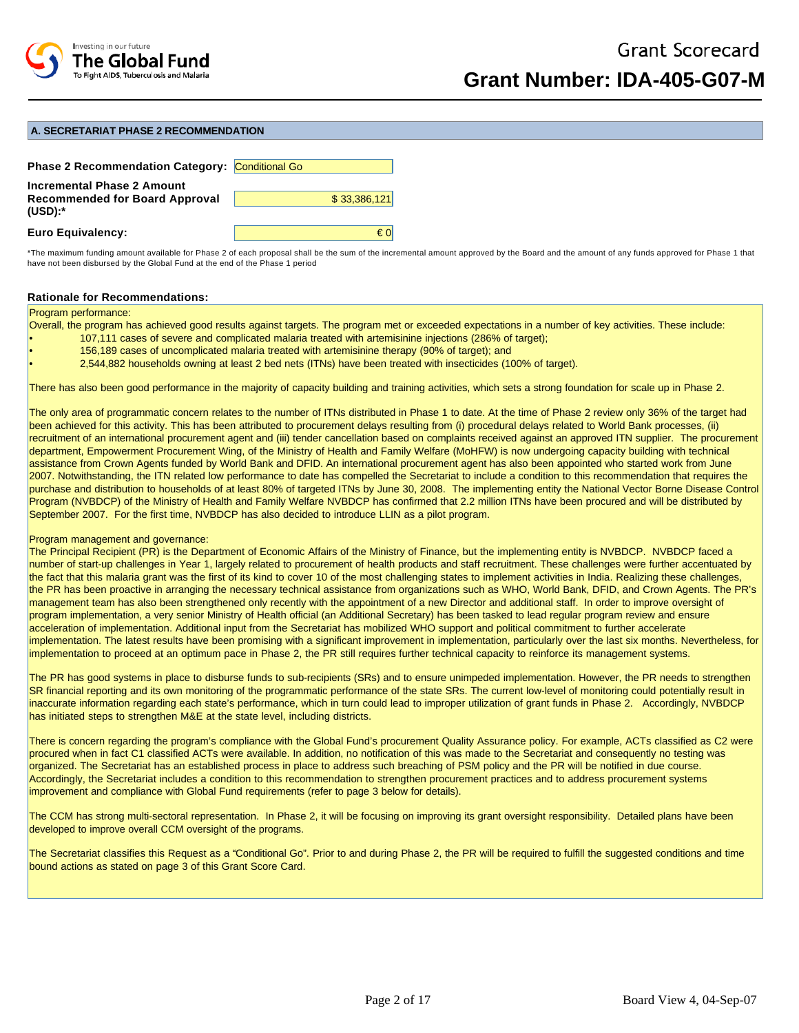# Grant Scorecard

# Grant Number: IDA-405-G07-M

## A. SECRETARIAT PHASE 2 RECOMMENDATION

| | |
|---|---|
| **Phase 2 Recommendation Category:** | Conditional Go |
| **Incremental Phase 2 Amount Recommended for Board Approval (USD):*** | $ 33,386,121 |
| **Euro Equivalency:** | € 0 |

*The maximum funding amount available for Phase 2 of each proposal shall be the sum of the incremental amount approved by the Board and the amount of any funds approved for Phase 1 that have not been disbursed by the Global Fund at the end of the Phase 1 period

### Rationale for Recommendations:

Program performance:

Overall, the program has achieved good results against targets. The program met or exceeded expectations in a number of key activities. These include:

- 107,111 cases of severe and complicated malaria treated with artemisinine injections (286% of target);
- 156,189 cases of uncomplicated malaria treated with artemisinine therapy (90% of target); and
- 2,544,882 households owning at least 2 bed nets (ITNs) have been treated with insecticides (100% of target).

There has also been good performance in the majority of capacity building and training activities, which sets a strong foundation for scale up in Phase 2.

The only area of programmatic concern relates to the number of ITNs distributed in Phase 1 to date. At the time of Phase 2 review only 36% of the target had been achieved for this activity. This has been attributed to procurement delays resulting from (i) procedural delays related to World Bank processes, (ii) recruitment of an international procurement agent and (iii) tender cancellation based on complaints received against an approved ITN supplier. The procurement department, Empowerment Procurement Wing, of the Ministry of Health and Family Welfare (MoHFW) is now undergoing capacity building with technical assistance from Crown Agents funded by World Bank and DFID. An international procurement agent has also been appointed who started work from June 2007. Notwithstanding, the ITN related low performance to date has compelled the Secretariat to include a condition to this recommendation that requires the purchase and distribution to households of at least 80% of targeted ITNs by June 30, 2008. The implementing entity the National Vector Borne Disease Control Program (NVBDCP) of the Ministry of Health and Family Welfare NVBDCP has confirmed that 2.2 million ITNs have been procured and will be distributed by September 2007. For the first time, NVBDCP has also decided to introduce LLIN as a pilot program.

Program management and governance:

The Principal Recipient (PR) is the Department of Economic Affairs of the Ministry of Finance, but the implementing entity is NVBDCP. NVBDCP faced a number of start-up challenges in Year 1, largely related to procurement of health products and staff recruitment. These challenges were further accentuated by the fact that this malaria grant was the first of its kind to cover 10 of the most challenging states to implement activities in India. Realizing these challenges, the PR has been proactive in arranging the necessary technical assistance from organizations such as WHO, World Bank, DFID, and Crown Agents. The PR's management team has also been strengthened only recently with the appointment of a new Director and additional staff. In order to improve oversight of program implementation, a very senior Ministry of Health official (an Additional Secretary) has been tasked to lead regular program review and ensure acceleration of implementation. Additional input from the Secretariat has mobilized WHO support and political commitment to further accelerate implementation. The latest results have been promising with a significant improvement in implementation, particularly over the last six months. Nevertheless, for implementation to proceed at an optimum pace in Phase 2, the PR still requires further technical capacity to reinforce its management systems.

The PR has good systems in place to disburse funds to sub-recipients (SRs) and to ensure unimpeded implementation. However, the PR needs to strengthen SR financial reporting and its own monitoring of the programmatic performance of the state SRs. The current low-level of monitoring could potentially result in inaccurate information regarding each state's performance, which in turn could lead to improper utilization of grant funds in Phase 2. Accordingly, NVBDCP has initiated steps to strengthen M&E at the state level, including districts.

There is concern regarding the program's compliance with the Global Fund's procurement Quality Assurance policy. For example, ACTs classified as C2 were procured when in fact C1 classified ACTs were available. In addition, no notification of this was made to the Secretariat and consequently no testing was organized. The Secretariat has an established process in place to address such breaching of PSM policy and the PR will be notified in due course. Accordingly, the Secretariat includes a condition to this recommendation to strengthen procurement practices and to address procurement systems improvement and compliance with Global Fund requirements (refer to page 3 below for details).

The CCM has strong multi-sectoral representation. In Phase 2, it will be focusing on improving its grant oversight responsibility. Detailed plans have been developed to improve overall CCM oversight of the programs.

The Secretariat classifies this Request as a "Conditional Go". Prior to and during Phase 2, the PR will be required to fulfill the suggested conditions and time bound actions as stated on page 3 of this Grant Score Card.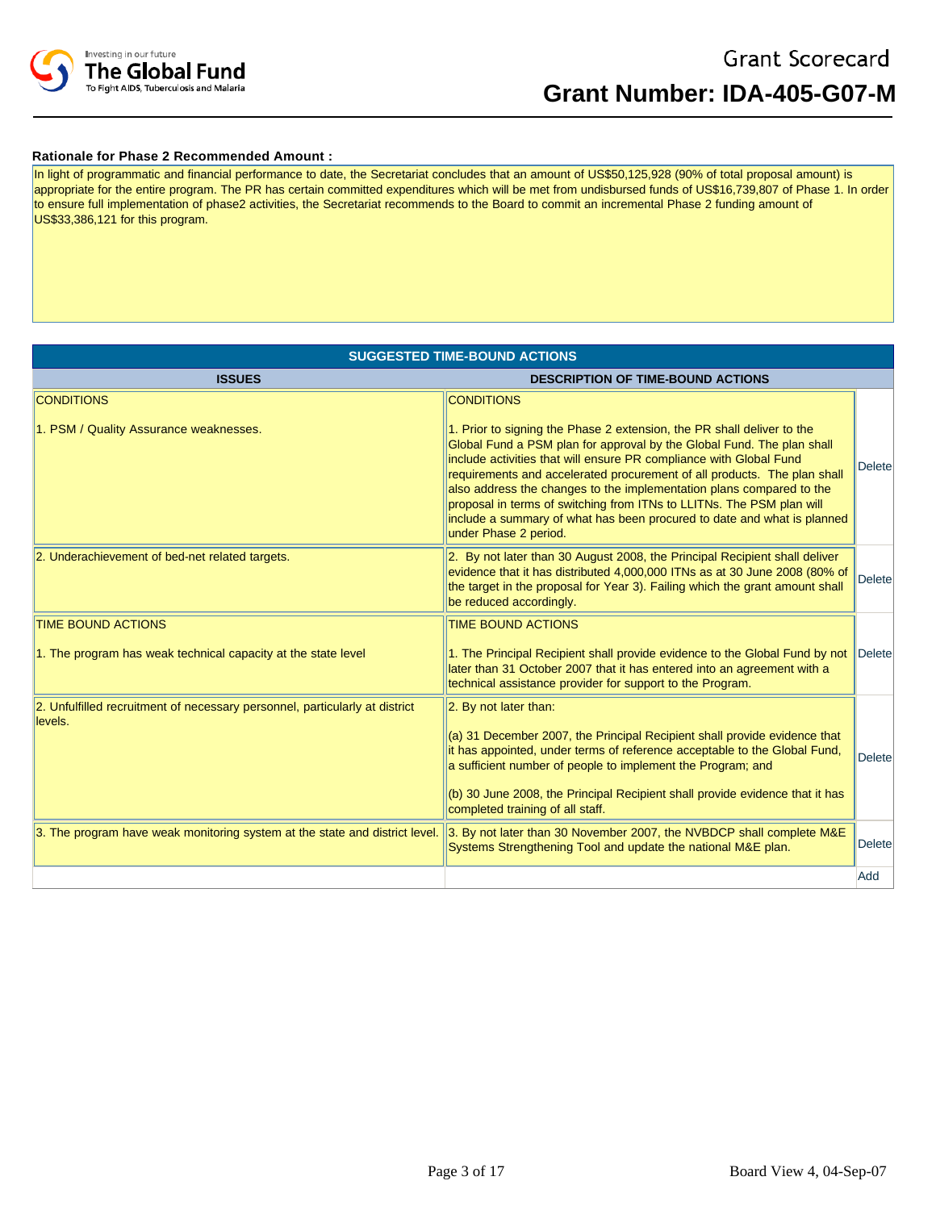# Grant Scorecard

## Grant Number: IDA-405-G07-M

**Rationale for Phase 2 Recommended Amount :**

In light of programmatic and financial performance to date, the Secretariat concludes that an amount of US$50,125,928 (90% of total proposal amount) is appropriate for the entire program. The PR has certain committed expenditures which will be met from undisbursed funds of US$16,739,807 of Phase 1. In order to ensure full implementation of phase2 activities, the Secretariat recommends to the Board to commit an incremental Phase 2 funding amount of US$33,386,121 for this program.

| SUGGESTED TIME-BOUND ACTIONS | | |
|---|---|---|
| **ISSUES** | **DESCRIPTION OF TIME-BOUND ACTIONS** | |
| CONDITIONS<br><br>1. PSM / Quality Assurance weaknesses. | CONDITIONS<br><br>1. Prior to signing the Phase 2 extension, the PR shall deliver to the Global Fund a PSM plan for approval by the Global Fund. The plan shall include activities that will ensure PR compliance with Global Fund requirements and accelerated procurement of all products. The plan shall also address the changes to the implementation plans compared to the proposal in terms of switching from ITNs to LLITNs. The PSM plan will include a summary of what has been procured to date and what is planned under Phase 2 period. | Delete |
| 2. Underachievement of bed-net related targets. | 2. By not later than 30 August 2008, the Principal Recipient shall deliver evidence that it has distributed 4,000,000 ITNs as at 30 June 2008 (80% of the target in the proposal for Year 3). Failing which the grant amount shall be reduced accordingly. | Delete |
| TIME BOUND ACTIONS<br><br>1. The program has weak technical capacity at the state level | TIME BOUND ACTIONS<br><br>1. The Principal Recipient shall provide evidence to the Global Fund by not later than 31 October 2007 that it has entered into an agreement with a technical assistance provider for support to the Program. | Delete |
| 2. Unfulfilled recruitment of necessary personnel, particularly at district levels. | 2. By not later than:<br><br>(a) 31 December 2007, the Principal Recipient shall provide evidence that it has appointed, under terms of reference acceptable to the Global Fund, a sufficient number of people to implement the Program; and<br><br>(b) 30 June 2008, the Principal Recipient shall provide evidence that it has completed training of all staff. | Delete |
| 3. The program have weak monitoring system at the state and district level. | 3. By not later than 30 November 2007, the NVBDCP shall complete M&E Systems Strengthening Tool and update the national M&E plan. | Delete |
| | | Add |

Board View 4, 04-Sep-07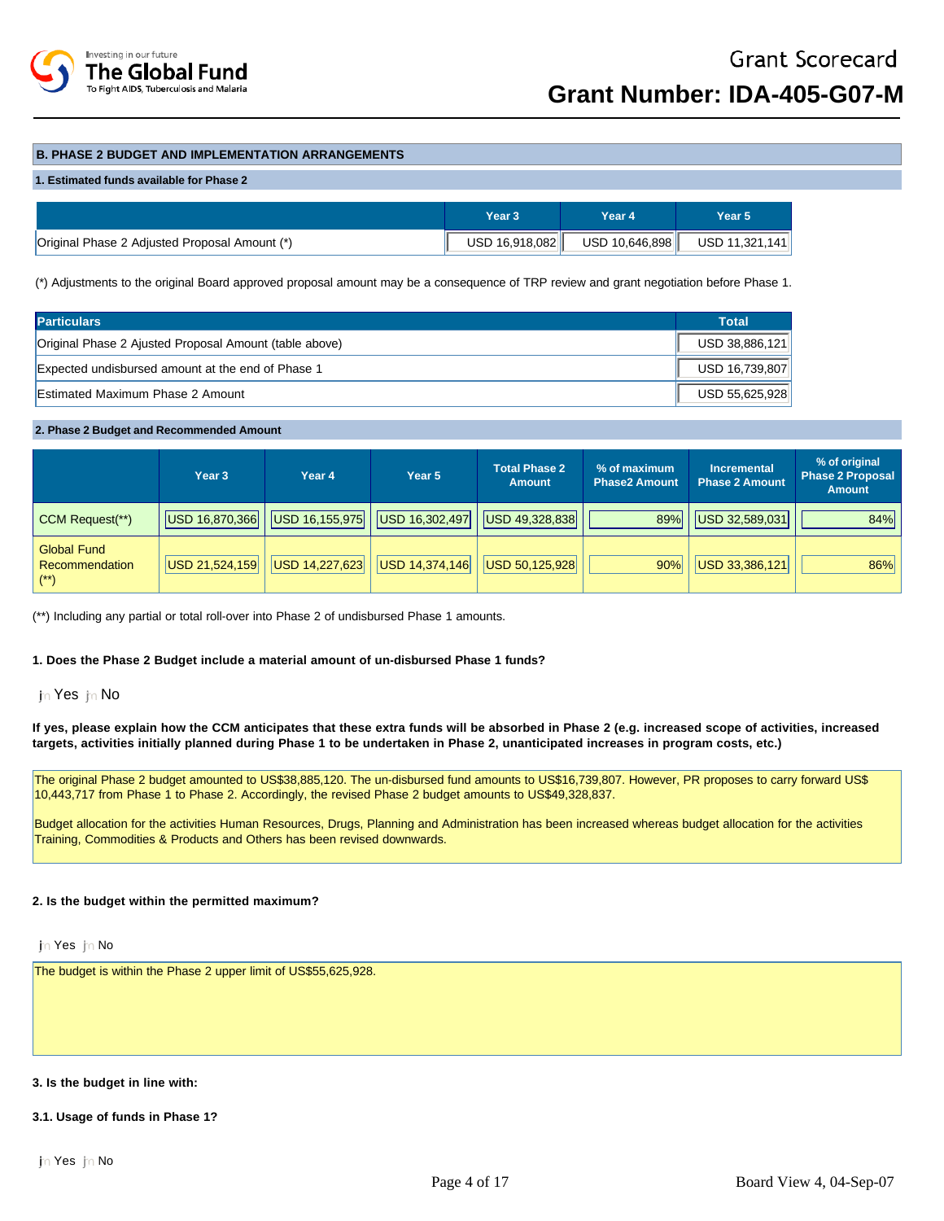# Grant Scorecard

## Grant Number: IDA-405-G07-M

### B. PHASE 2 BUDGET AND IMPLEMENTATION ARRANGEMENTS

#### 1. Estimated funds available for Phase 2

| | Year 3 | Year 4 | Year 5 |
|---|---|---|---|
| Original Phase 2 Adjusted Proposal Amount (*) | USD 16,918,082 | USD 10,646,898 | USD 11,321,141 |

(*) Adjustments to the original Board approved proposal amount may be a consequence of TRP review and grant negotiation before Phase 1.

| Particulars | Total |
|---|---|
| Original Phase 2 Ajusted Proposal Amount (table above) | USD 38,886,121 |
| Expected undisbursed amount at the end of Phase 1 | USD 16,739,807 |
| Estimated Maximum Phase 2 Amount | USD 55,625,928 |

#### 2. Phase 2 Budget and Recommended Amount

| | Year 3 | Year 4 | Year 5 | Total Phase 2 Amount | % of maximum Phase2 Amount | Incremental Phase 2 Amount | % of original Phase 2 Proposal Amount |
|---|---|---|---|---|---|---|---|
| CCM Request(**) | USD 16,870,366 | USD 16,155,975 | USD 16,302,497 | USD 49,328,838 | 89% | USD 32,589,031 | 84% |
| Global Fund Recommendation (**) | USD 21,524,159 | USD 14,227,623 | USD 14,374,146 | USD 50,125,928 | 90% | USD 33,386,121 | 86% |

(**) Including any partial or total roll-over into Phase 2 of undisbursed Phase 1 amounts.

**1. Does the Phase 2 Budget include a material amount of un-disbursed Phase 1 funds?**

Yes No

**If yes, please explain how the CCM anticipates that these extra funds will be absorbed in Phase 2 (e.g. increased scope of activities, increased targets, activities initially planned during Phase 1 to be undertaken in Phase 2, unanticipated increases in program costs, etc.)**

The original Phase 2 budget amounted to US$38,885,120. The un-disbursed fund amounts to US$16,739,807. However, PR proposes to carry forward US$ 10,443,717 from Phase 1 to Phase 2. Accordingly, the revised Phase 2 budget amounts to US$49,328,837.

Budget allocation for the activities Human Resources, Drugs, Planning and Administration has been increased whereas budget allocation for the activities Training, Commodities & Products and Others has been revised downwards.

**2. Is the budget within the permitted maximum?**

Yes No

The budget is within the Phase 2 upper limit of US$55,625,928.

**3. Is the budget in line with:**

**3.1. Usage of funds in Phase 1?**

Yes No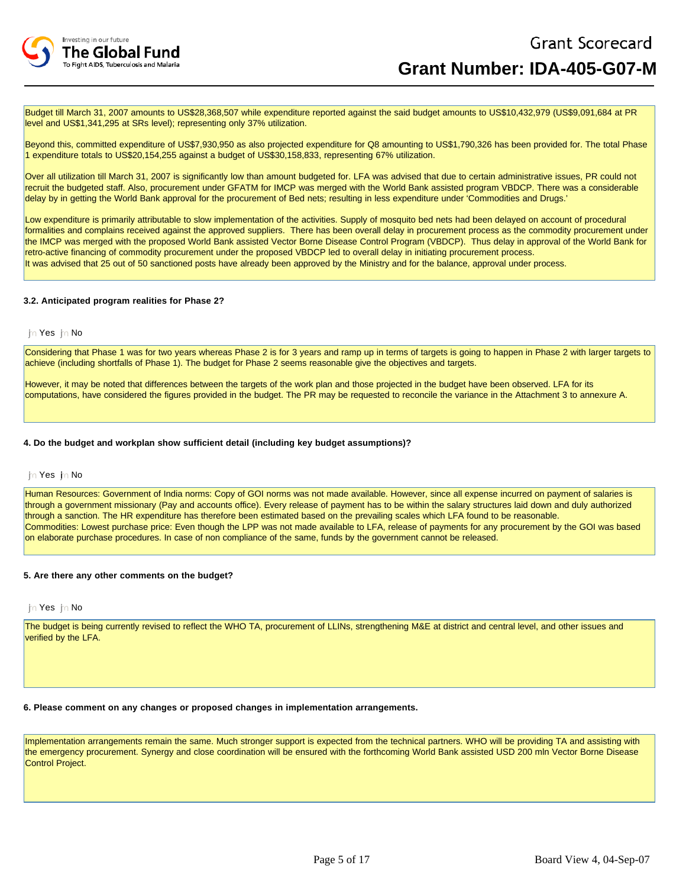Budget till March 31, 2007 amounts to US$28,368,507 while expenditure reported against the said budget amounts to US$10,432,979 (US$9,091,684 at PR level and US$1,341,295 at SRs level); representing only 37% utilization.

Beyond this, committed expenditure of US$7,930,950 as also projected expenditure for Q8 amounting to US$1,790,326 has been provided for. The total Phase 1 expenditure totals to US$20,154,255 against a budget of US$30,158,833, representing 67% utilization.

Over all utilization till March 31, 2007 is significantly low than amount budgeted for. LFA was advised that due to certain administrative issues, PR could not recruit the budgeted staff. Also, procurement under GFATM for IMCP was merged with the World Bank assisted program VBDCP. There was a considerable delay by in getting the World Bank approval for the procurement of Bed nets; resulting in less expenditure under 'Commodities and Drugs.'

Low expenditure is primarily attributable to slow implementation of the activities. Supply of mosquito bed nets had been delayed on account of procedural formalities and complains received against the approved suppliers. There has been overall delay in procurement process as the commodity procurement under the IMCP was merged with the proposed World Bank assisted Vector Borne Disease Control Program (VBDCP). Thus delay in approval of the World Bank for retro-active financing of commodity procurement under the proposed VBDCP led to overall delay in initiating procurement process.
It was advised that 25 out of 50 sanctioned posts have already been approved by the Ministry and for the balance, approval under process.

**3.2. Anticipated program realities for Phase 2?**

Yes No

Considering that Phase 1 was for two years whereas Phase 2 is for 3 years and ramp up in terms of targets is going to happen in Phase 2 with larger targets to achieve (including shortfalls of Phase 1). The budget for Phase 2 seems reasonable give the objectives and targets.

However, it may be noted that differences between the targets of the work plan and those projected in the budget have been observed. LFA for its computations, have considered the figures provided in the budget. The PR may be requested to reconcile the variance in the Attachment 3 to annexure A.

**4. Do the budget and workplan show sufficient detail (including key budget assumptions)?**

Yes No

Human Resources: Government of India norms: Copy of GOI norms was not made available. However, since all expense incurred on payment of salaries is through a government missionary (Pay and accounts office). Every release of payment has to be within the salary structures laid down and duly authorized through a sanction. The HR expenditure has therefore been estimated based on the prevailing scales which LFA found to be reasonable.
Commodities: Lowest purchase price: Even though the LPP was not made available to LFA, release of payments for any procurement by the GOI was based on elaborate purchase procedures. In case of non compliance of the same, funds by the government cannot be released.

**5. Are there any other comments on the budget?**

Yes No

The budget is being currently revised to reflect the WHO TA, procurement of LLINs, strengthening M&E at district and central level, and other issues and verified by the LFA.

**6. Please comment on any changes or proposed changes in implementation arrangements.**

Implementation arrangements remain the same. Much stronger support is expected from the technical partners. WHO will be providing TA and assisting with the emergency procurement. Synergy and close coordination will be ensured with the forthcoming World Bank assisted USD 200 mln Vector Borne Disease Control Project.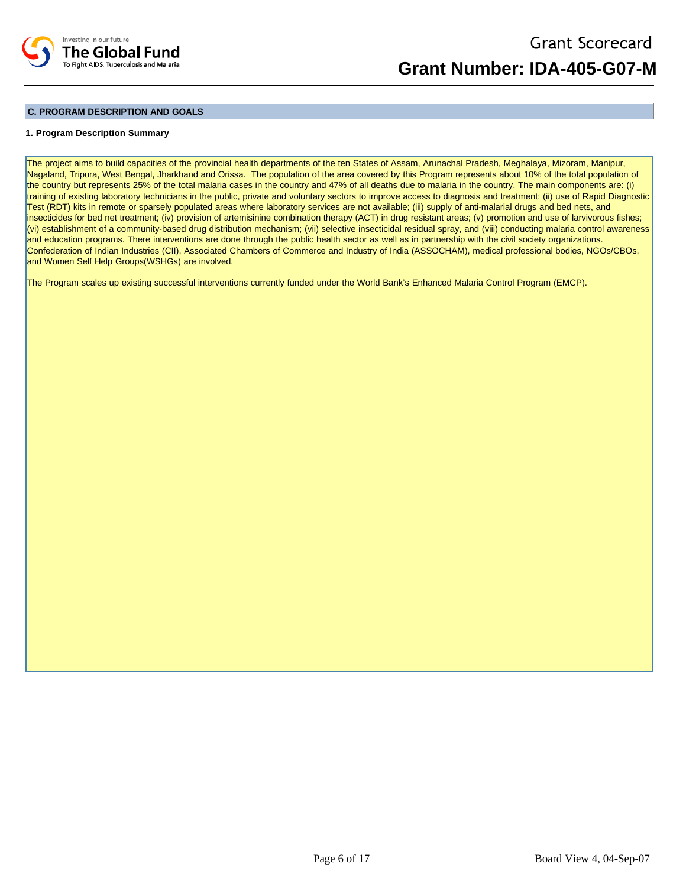## C. PROGRAM DESCRIPTION AND GOALS

### 1. Program Description Summary

The project aims to build capacities of the provincial health departments of the ten States of Assam, Arunachal Pradesh, Meghalaya, Mizoram, Manipur, Nagaland, Tripura, West Bengal, Jharkhand and Orissa. The population of the area covered by this Program represents about 10% of the total population of the country but represents 25% of the total malaria cases in the country and 47% of all deaths due to malaria in the country. The main components are: (i) training of existing laboratory technicians in the public, private and voluntary sectors to improve access to diagnosis and treatment; (ii) use of Rapid Diagnostic Test (RDT) kits in remote or sparsely populated areas where laboratory services are not available; (iii) supply of anti-malarial drugs and bed nets, and insecticides for bed net treatment; (iv) provision of artemisinine combination therapy (ACT) in drug resistant areas; (v) promotion and use of larvivorous fishes; (vi) establishment of a community-based drug distribution mechanism; (vii) selective insecticidal residual spray, and (viii) conducting malaria control awareness and education programs. There interventions are done through the public health sector as well as in partnership with the civil society organizations. Confederation of Indian Industries (CII), Associated Chambers of Commerce and Industry of India (ASSOCHAM), medical professional bodies, NGOs/CBOs, and Women Self Help Groups(WSHGs) are involved.

The Program scales up existing successful interventions currently funded under the World Bank's Enhanced Malaria Control Program (EMCP).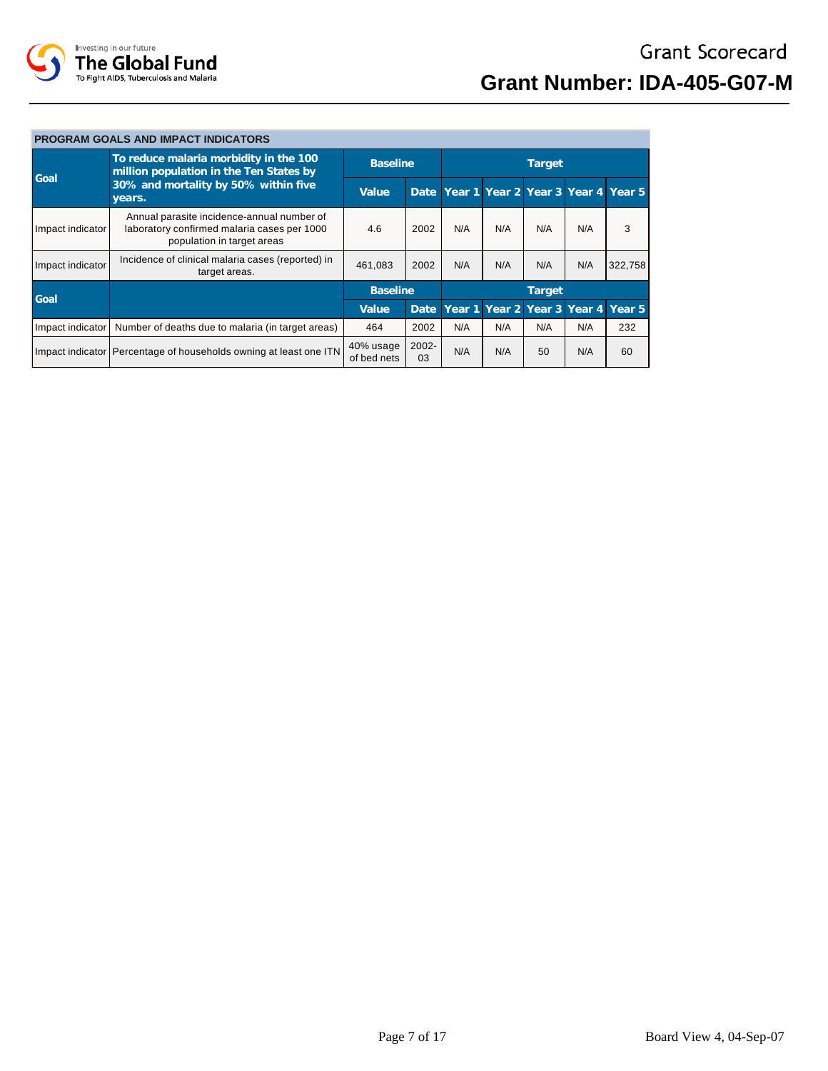Grant Scorecard

# Grant Number: IDA-405-G07-M

## PROGRAM GOALS AND IMPACT INDICATORS

| Goal | To reduce malaria morbidity in the 100 million population in the Ten States by 30% and mortality by 50% within five years. | Baseline | | Target | | | | |
|---|---|---|---|---|---|---|---|---|
| | | Value | Date | Year 1 | Year 2 | Year 3 | Year 4 | Year 5 |
| Impact indicator | Annual parasite incidence-annual number of laboratory confirmed malaria cases per 1000 population in target areas | 4.6 | 2002 | N/A | N/A | N/A | N/A | 3 |
| Impact indicator | Incidence of clinical malaria cases (reported) in target areas. | 461,083 | 2002 | N/A | N/A | N/A | N/A | 322,758 |
| Goal | | Baseline | | Target | | | | |
| | | Value | Date | Year 1 | Year 2 | Year 3 | Year 4 | Year 5 |
| Impact indicator | Number of deaths due to malaria (in target areas) | 464 | 2002 | N/A | N/A | N/A | N/A | 232 |
| Impact indicator | Percentage of households owning at least one ITN | 40% usage of bed nets | 2002-03 | N/A | N/A | 50 | N/A | 60 |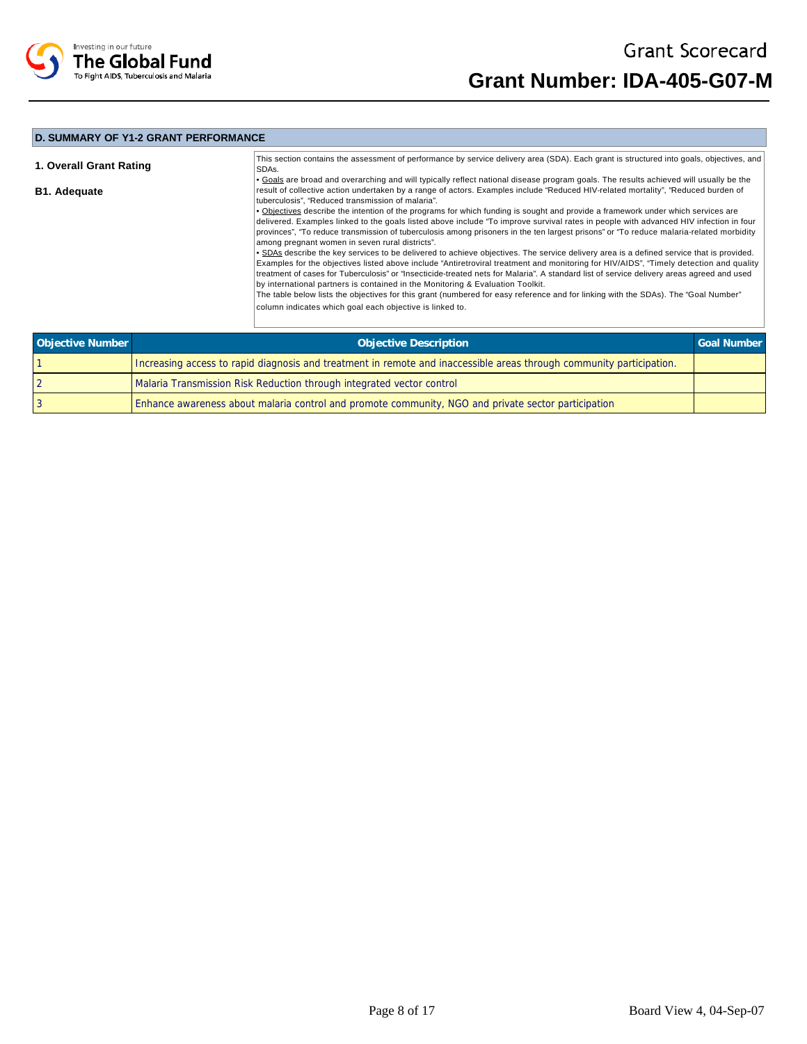Grant Scorecard

**Grant Number: IDA-405-G07-M**

## D. SUMMARY OF Y1-2 GRANT PERFORMANCE

**1. Overall Grant Rating**

**B1. Adequate**

This section contains the assessment of performance by service delivery area (SDA). Each grant is structured into goals, objectives, and SDAs.

- Goals are broad and overarching and will typically reflect national disease program goals. The results achieved will usually be the result of collective action undertaken by a range of actors. Examples include "Reduced HIV-related mortality", "Reduced burden of tuberculosis", "Reduced transmission of malaria".
- Objectives describe the intention of the programs for which funding is sought and provide a framework under which services are delivered. Examples linked to the goals listed above include "To improve survival rates in people with advanced HIV infection in four provinces", "To reduce transmission of tuberculosis among prisoners in the ten largest prisons" or "To reduce malaria-related morbidity among pregnant women in seven rural districts".
- SDAs describe the key services to be delivered to achieve objectives. The service delivery area is a defined service that is provided. Examples for the objectives listed above include "Antiretroviral treatment and monitoring for HIV/AIDS", "Timely detection and quality treatment of cases for Tuberculosis" or "Insecticide-treated nets for Malaria". A standard list of service delivery areas agreed and used by international partners is contained in the Monitoring & Evaluation Toolkit.

The table below lists the objectives for this grant (numbered for easy reference and for linking with the SDAs). The "Goal Number" column indicates which goal each objective is linked to.

| Objective Number | Objective Description | Goal Number |
|---|---|---|
| 1 | Increasing access to rapid diagnosis and treatment in remote and inaccessible areas through community participation. | |
| 2 | Malaria Transmission Risk Reduction through integrated vector control | |
| 3 | Enhance awareness about malaria control and promote community, NGO and private sector participation | |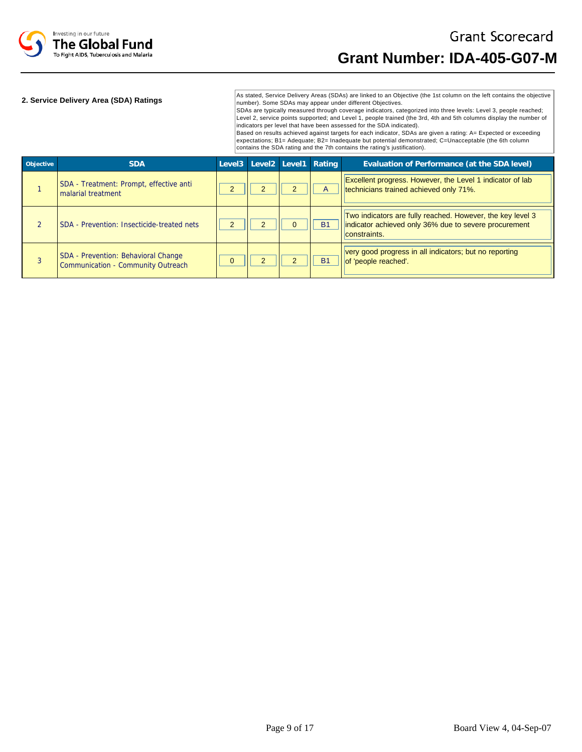# Grant Scorecard

# Grant Number: IDA-405-G07-M

## 2. Service Delivery Area (SDA) Ratings

As stated, Service Delivery Areas (SDAs) are linked to an Objective (the 1st column on the left contains the objective number). Some SDAs may appear under different Objectives.
SDAs are typically measured through coverage indicators, categorized into three levels: Level 3, people reached; Level 2, service points supported; and Level 1, people trained (the 3rd, 4th and 5th columns display the number of indicators per level that have been assessed for the SDA indicated).
Based on results achieved against targets for each indicator, SDAs are given a rating: A= Expected or exceeding expectations; B1= Adequate; B2= Inadequate but potential demonstrated; C=Unacceptable (the 6th column contains the SDA rating and the 7th contains the rating's justification).

| Objective | SDA | Level3 | Level2 | Level1 | Rating | Evaluation of Performance (at the SDA level) |
|---|---|---|---|---|---|---|
| 1 | SDA - Treatment: Prompt, effective anti malarial treatment | 2 | 2 | 2 | A | Excellent progress. However, the Level 1 indicator of lab technicians trained achieved only 71%. |
| 2 | SDA - Prevention: Insecticide-treated nets | 2 | 2 | 0 | B1 | Two indicators are fully reached. However, the key level 3 indicator achieved only 36% due to severe procurement constraints. |
| 3 | SDA - Prevention: Behavioral Change Communication - Community Outreach | 0 | 2 | 2 | B1 | very good progress in all indicators; but no reporting of 'people reached'. |

Board View 4, 04-Sep-07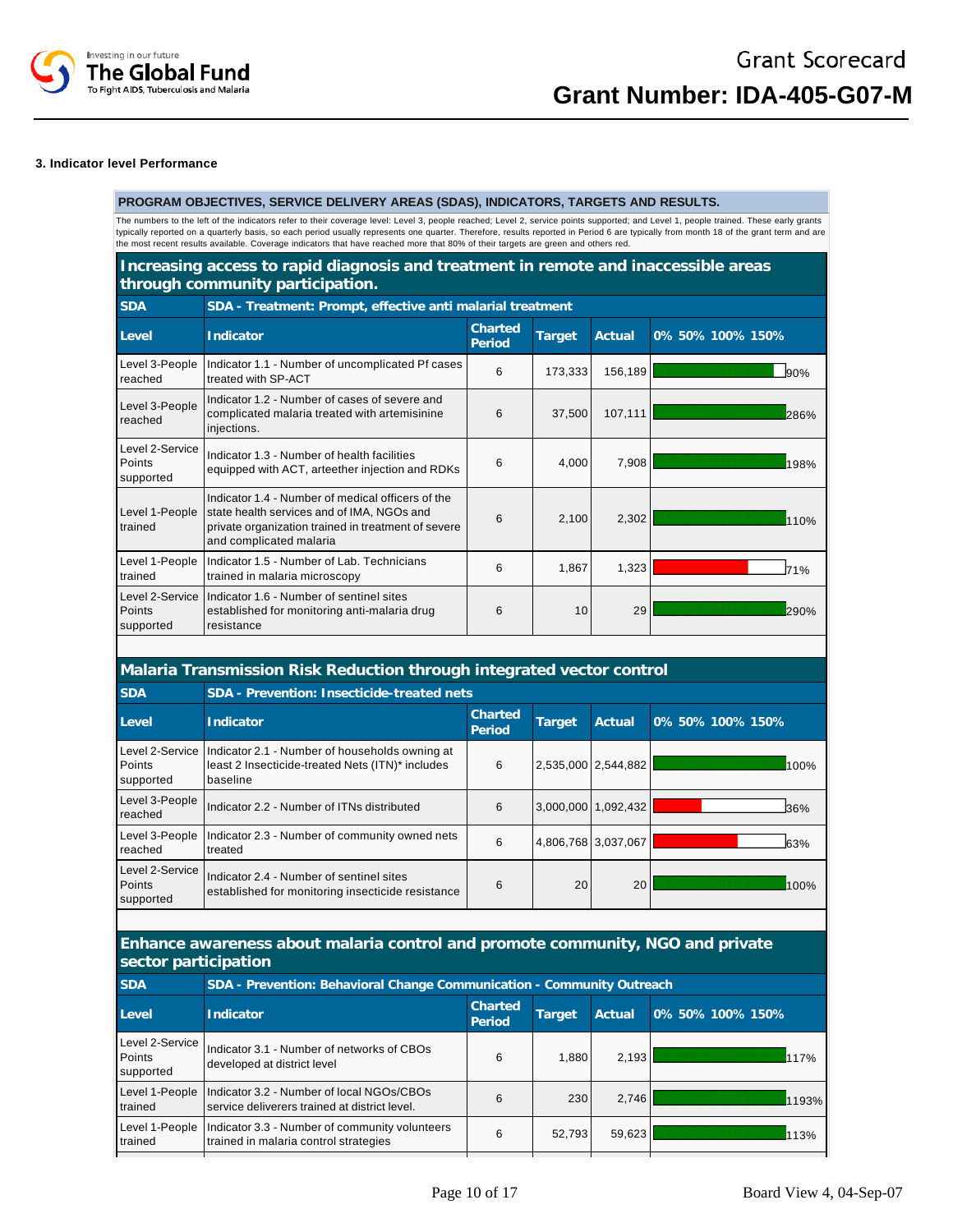Grant Scorecard

# Grant Number: IDA-405-G07-M

### 3. Indicator level Performance

**PROGRAM OBJECTIVES, SERVICE DELIVERY AREAS (SDAS), INDICATORS, TARGETS AND RESULTS.**

The numbers to the left of the indicators refer to their coverage level: Level 3, people reached; Level 2, service points supported; and Level 1, people trained. These early grants typically reported on a quarterly basis, so each period usually represents one quarter. Therefore, results reported in Period 6 are typically from month 18 of the grant term and are the most recent results available. Coverage indicators that have reached more that 80% of their targets are green and others red.

## Increasing access to rapid diagnosis and treatment in remote and inaccessible areas through community participation.

**SDA - Treatment: Prompt, effective anti malarial treatment**

| Level | Indicator | Charted Period | Target | Actual | 0% 50% 100% 150% |
|---|---|---|---|---|---|
| Level 3-People reached | Indicator 1.1 - Number of uncomplicated Pf cases treated with SP-ACT | 6 | 173,333 | 156,189 | 90% |
| Level 3-People reached | Indicator 1.2 - Number of cases of severe and complicated malaria treated with artemisinine injections. | 6 | 37,500 | 107,111 | 286% |
| Level 2-Service Points supported | Indicator 1.3 - Number of health facilities equipped with ACT, arteether injection and RDKs | 6 | 4,000 | 7,908 | 198% |
| Level 1-People trained | Indicator 1.4 - Number of medical officers of the state health services and of IMA, NGOs and private organization trained in treatment of severe and complicated malaria | 6 | 2,100 | 2,302 | 110% |
| Level 1-People trained | Indicator 1.5 - Number of Lab. Technicians trained in malaria microscopy | 6 | 1,867 | 1,323 | 71% |
| Level 2-Service Points supported | Indicator 1.6 - Number of sentinel sites established for monitoring anti-malaria drug resistance | 6 | 10 | 29 | 290% |

## Malaria Transmission Risk Reduction through integrated vector control

**SDA - Prevention: Insecticide-treated nets**

| Level | Indicator | Charted Period | Target | Actual | 0% 50% 100% 150% |
|---|---|---|---|---|---|
| Level 2-Service Points supported | Indicator 2.1 - Number of households owning at least 2 Insecticide-treated Nets (ITN)* includes baseline | 6 | 2,535,000 | 2,544,882 | 100% |
| Level 3-People reached | Indicator 2.2 - Number of ITNs distributed | 6 | 3,000,000 | 1,092,432 | 36% |
| Level 3-People reached | Indicator 2.3 - Number of community owned nets treated | 6 | 4,806,768 | 3,037,067 | 63% |
| Level 2-Service Points supported | Indicator 2.4 - Number of sentinel sites established for monitoring insecticide resistance | 6 | 20 | 20 | 100% |

## Enhance awareness about malaria control and promote community, NGO and private sector participation

**SDA - Prevention: Behavioral Change Communication - Community Outreach**

| Level | Indicator | Charted Period | Target | Actual | 0% 50% 100% 150% |
|---|---|---|---|---|---|
| Level 2-Service Points supported | Indicator 3.1 - Number of networks of CBOs developed at district level | 6 | 1,880 | 2,193 | 117% |
| Level 1-People trained | Indicator 3.2 - Number of local NGOs/CBOs service deliverers trained at district level. | 6 | 230 | 2,746 | 1193% |
| Level 1-People trained | Indicator 3.3 - Number of community volunteers trained in malaria control strategies | 6 | 52,793 | 59,623 | 113% |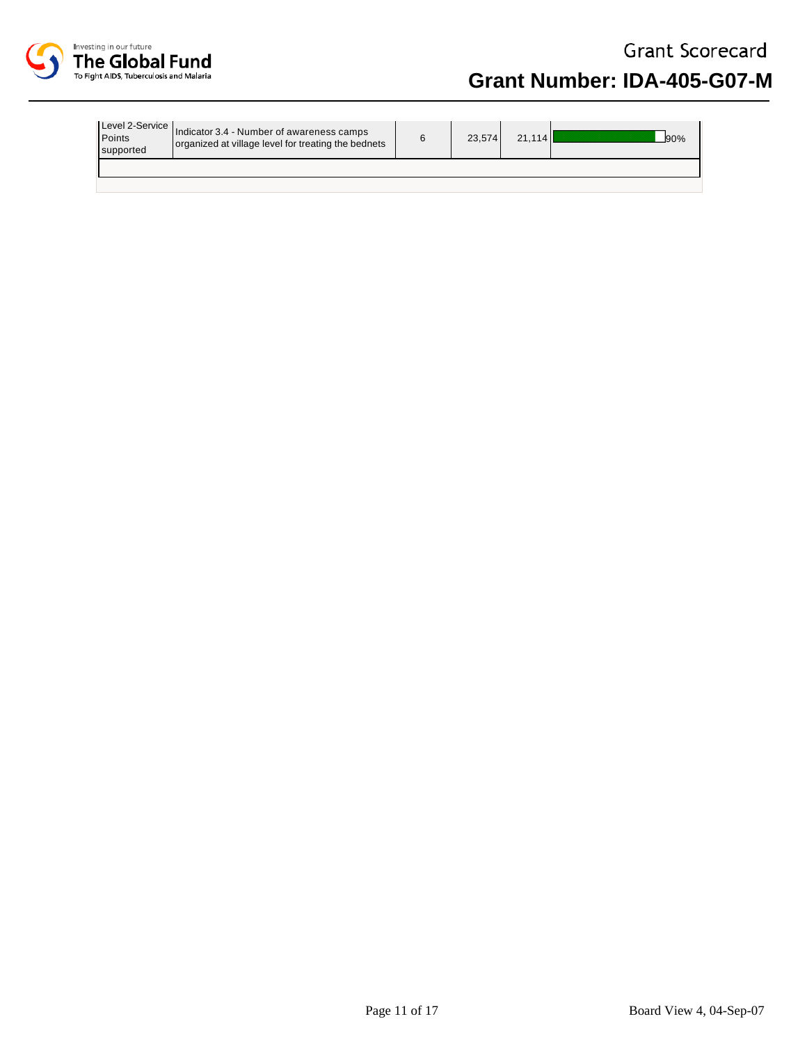| Level 2-Service Points supported | Indicator 3.4 - Number of awareness camps organized at village level for treating the bednets | 6 | 23,574 | 21,114 | 90% |
|---|---|---|---|---|---|
| | | | | | |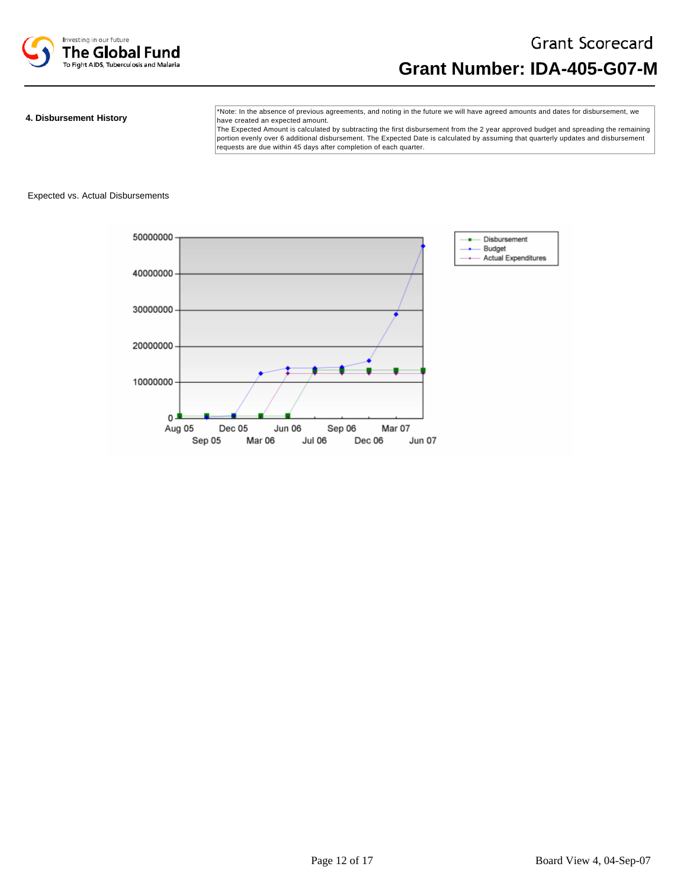Grant Scorecard

# Grant Number: IDA-405-G07-M

## 4. Disbursement History

*Note: In the absence of previous agreements, and noting in the future we will have agreed amounts and dates for disbursement, we have created an expected amount.
The Expected Amount is calculated by subtracting the first disbursement from the 2 year approved budget and spreading the remaining portion evenly over 6 additional disbursement. The Expected Date is calculated by assuming that quarterly updates and disbursement requests are due within 45 days after completion of each quarter.

Expected vs. Actual Disbursements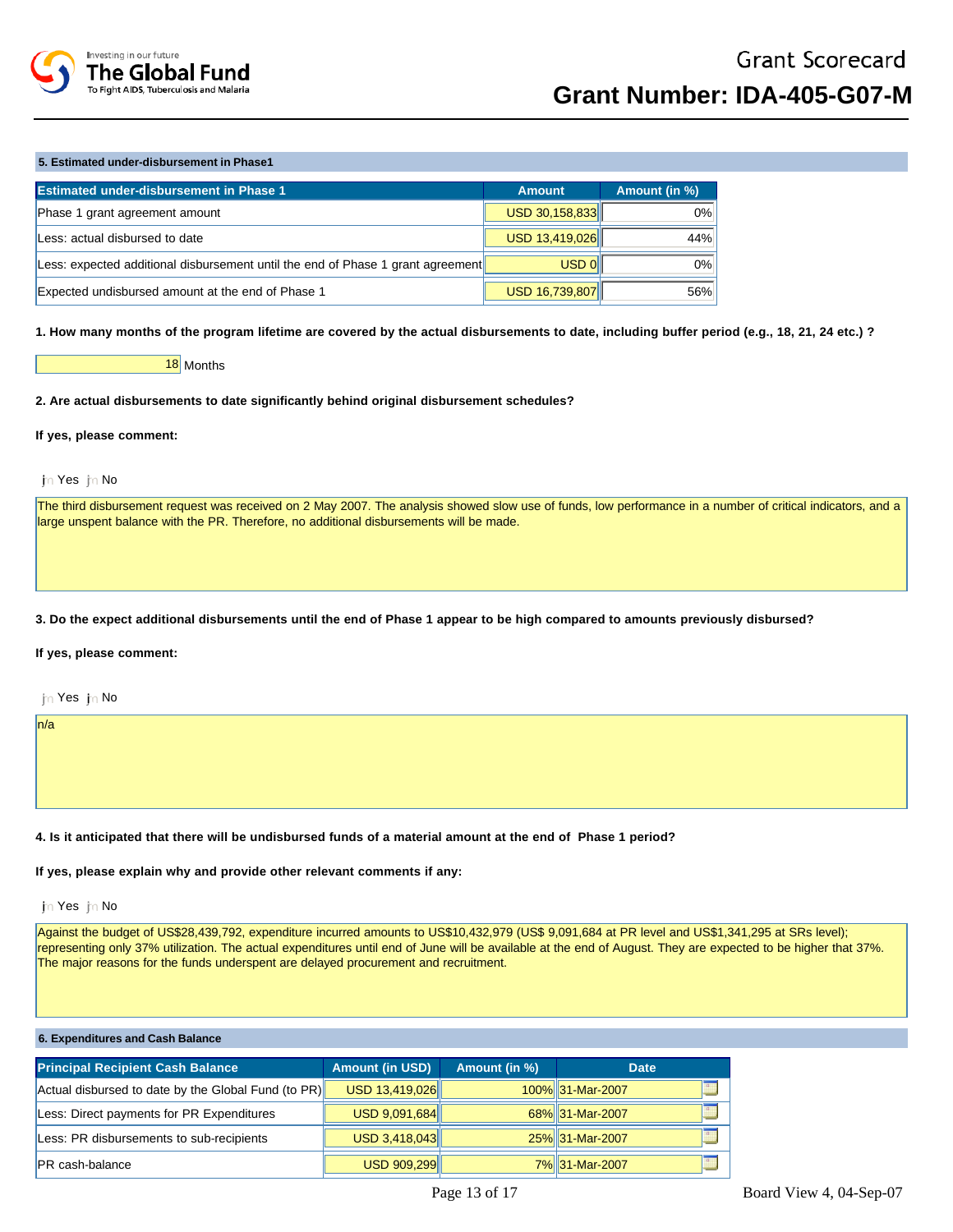## 5. Estimated under-disbursement in Phase1

| Estimated under-disbursement in Phase 1 | Amount | Amount (in %) |
|---|---|---|
| Phase 1 grant agreement amount | USD 30,158,833 | 0% |
| Less: actual disbursed to date | USD 13,419,026 | 44% |
| Less: expected additional disbursement until the end of Phase 1 grant agreement | USD 0 | 0% |
| Expected undisbursed amount at the end of Phase 1 | USD 16,739,807 | 56% |

**1. How many months of the program lifetime are covered by the actual disbursements to date, including buffer period (e.g., 18, 21, 24 etc.) ?**

18 Months

**2. Are actual disbursements to date significantly behind original disbursement schedules?**

**If yes, please comment:**

Yes No

The third disbursement request was received on 2 May 2007. The analysis showed slow use of funds, low performance in a number of critical indicators, and a large unspent balance with the PR. Therefore, no additional disbursements will be made.

**3. Do the expect additional disbursements until the end of Phase 1 appear to be high compared to amounts previously disbursed?**

**If yes, please comment:**

Yes No

n/a

**4. Is it anticipated that there will be undisbursed funds of a material amount at the end of Phase 1 period?**

**If yes, please explain why and provide other relevant comments if any:**

Yes No

Against the budget of US$28,439,792, expenditure incurred amounts to US$10,432,979 (US$ 9,091,684 at PR level and US$1,341,295 at SRs level); representing only 37% utilization. The actual expenditures until end of June will be available at the end of August. They are expected to be higher that 37%. The major reasons for the funds underspent are delayed procurement and recruitment.

## 6. Expenditures and Cash Balance

| Principal Recipient Cash Balance | Amount (in USD) | Amount (in %) | Date |
|---|---|---|---|
| Actual disbursed to date by the Global Fund (to PR) | USD 13,419,026 | 100% | 31-Mar-2007 |
| Less: Direct payments for PR Expenditures | USD 9,091,684 | 68% | 31-Mar-2007 |
| Less: PR disbursements to sub-recipients | USD 3,418,043 | 25% | 31-Mar-2007 |
| PR cash-balance | USD 909,299 | 7% | 31-Mar-2007 |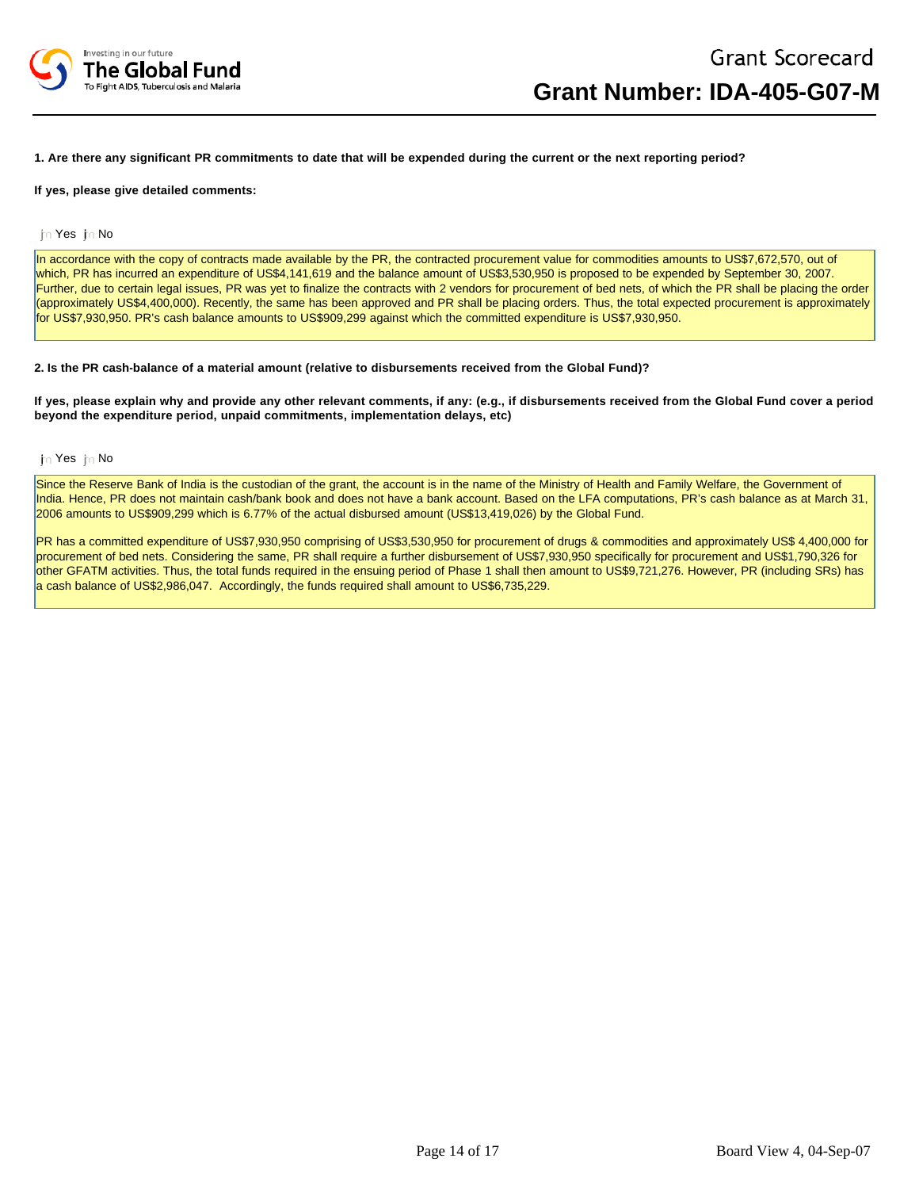# Grant Scorecard

## Grant Number: IDA-405-G07-M

**1. Are there any significant PR commitments to date that will be expended during the current or the next reporting period?**

**If yes, please give detailed comments:**

Yes No

In accordance with the copy of contracts made available by the PR, the contracted procurement value for commodities amounts to US$7,672,570, out of which, PR has incurred an expenditure of US$4,141,619 and the balance amount of US$3,530,950 is proposed to be expended by September 30, 2007. Further, due to certain legal issues, PR was yet to finalize the contracts with 2 vendors for procurement of bed nets, of which the PR shall be placing the order (approximately US$4,400,000). Recently, the same has been approved and PR shall be placing orders. Thus, the total expected procurement is approximately for US$7,930,950. PR's cash balance amounts to US$909,299 against which the committed expenditure is US$7,930,950.

**2. Is the PR cash-balance of a material amount (relative to disbursements received from the Global Fund)?**

**If yes, please explain why and provide any other relevant comments, if any: (e.g., if disbursements received from the Global Fund cover a period beyond the expenditure period, unpaid commitments, implementation delays, etc)**

Yes No

Since the Reserve Bank of India is the custodian of the grant, the account is in the name of the Ministry of Health and Family Welfare, the Government of India. Hence, PR does not maintain cash/bank book and does not have a bank account. Based on the LFA computations, PR's cash balance as at March 31, 2006 amounts to US$909,299 which is 6.77% of the actual disbursed amount (US$13,419,026) by the Global Fund.

PR has a committed expenditure of US$7,930,950 comprising of US$3,530,950 for procurement of drugs & commodities and approximately US$ 4,400,000 for procurement of bed nets. Considering the same, PR shall require a further disbursement of US$7,930,950 specifically for procurement and US$1,790,326 for other GFATM activities. Thus, the total funds required in the ensuing period of Phase 1 shall then amount to US$9,721,276. However, PR (including SRs) has a cash balance of US$2,986,047. Accordingly, the funds required shall amount to US$6,735,229.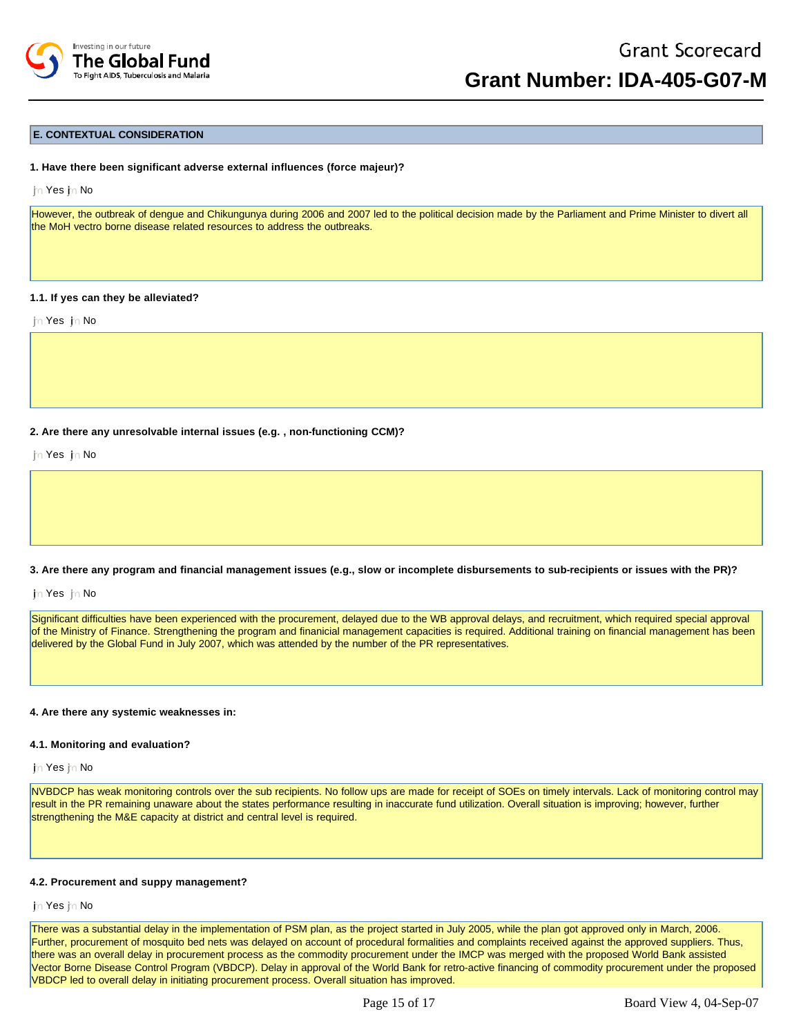## E. CONTEXTUAL CONSIDERATION

**1. Have there been significant adverse external influences (force majeur)?**

Yes No

However, the outbreak of dengue and Chikungunya during 2006 and 2007 led to the political decision made by the Parliament and Prime Minister to divert all the MoH vectro borne disease related resources to address the outbreaks.

**1.1. If yes can they be alleviated?**

Yes No

**2. Are there any unresolvable internal issues (e.g. , non-functioning CCM)?**

Yes No

**3. Are there any program and financial management issues (e.g., slow or incomplete disbursements to sub-recipients or issues with the PR)?**

Yes No

Significant difficulties have been experienced with the procurement, delayed due to the WB approval delays, and recruitment, which required special approval of the Ministry of Finance. Strengthening the program and finanicial management capacities is required. Additional training on financial management has been delivered by the Global Fund in July 2007, which was attended by the number of the PR representatives.

**4. Are there any systemic weaknesses in:**

**4.1. Monitoring and evaluation?**

Yes No

NVBDCP has weak monitoring controls over the sub recipients. No follow ups are made for receipt of SOEs on timely intervals. Lack of monitoring control may result in the PR remaining unaware about the states performance resulting in inaccurate fund utilization. Overall situation is improving; however, further strengthening the M&E capacity at district and central level is required.

**4.2. Procurement and suppy management?**

Yes No

There was a substantial delay in the implementation of PSM plan, as the project started in July 2005, while the plan got approved only in March, 2006. Further, procurement of mosquito bed nets was delayed on account of procedural formalities and complaints received against the approved suppliers. Thus, there was an overall delay in procurement process as the commodity procurement under the IMCP was merged with the proposed World Bank assisted Vector Borne Disease Control Program (VBDCP). Delay in approval of the World Bank for retro-active financing of commodity procurement under the proposed VBDCP led to overall delay in initiating procurement process. Overall situation has improved.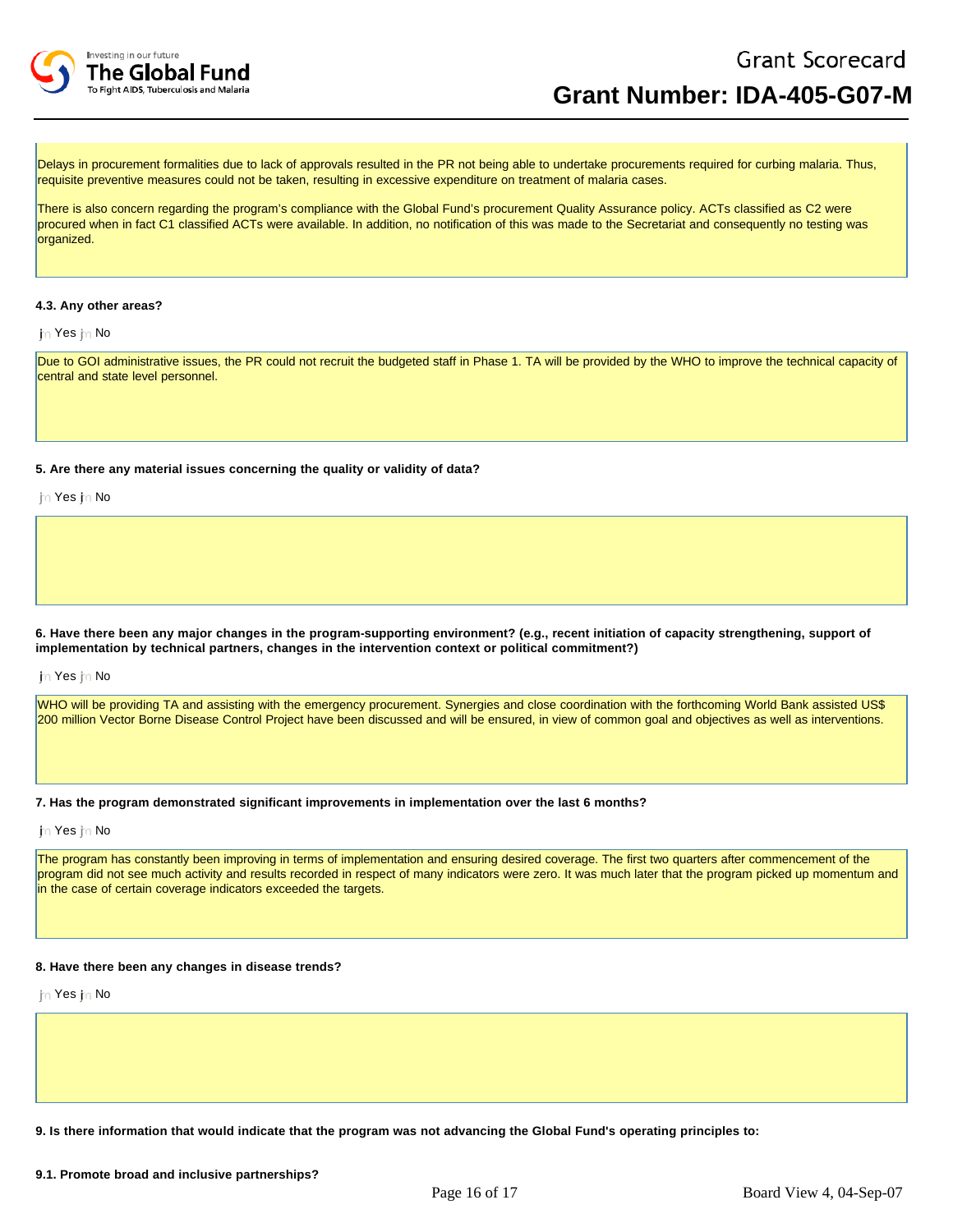Delays in procurement formalities due to lack of approvals resulted in the PR not being able to undertake procurements required for curbing malaria. Thus, requisite preventive measures could not be taken, resulting in excessive expenditure on treatment of malaria cases.

There is also concern regarding the program's compliance with the Global Fund's procurement Quality Assurance policy. ACTs classified as C2 were procured when in fact C1 classified ACTs were available. In addition, no notification of this was made to the Secretariat and consequently no testing was organized.

**4.3. Any other areas?**

Yes No

Due to GOI administrative issues, the PR could not recruit the budgeted staff in Phase 1. TA will be provided by the WHO to improve the technical capacity of central and state level personnel.

**5. Are there any material issues concerning the quality or validity of data?**

Yes No

**6. Have there been any major changes in the program-supporting environment? (e.g., recent initiation of capacity strengthening, support of implementation by technical partners, changes in the intervention context or political commitment?)**

Yes No

WHO will be providing TA and assisting with the emergency procurement. Synergies and close coordination with the forthcoming World Bank assisted US$ 200 million Vector Borne Disease Control Project have been discussed and will be ensured, in view of common goal and objectives as well as interventions.

**7. Has the program demonstrated significant improvements in implementation over the last 6 months?**

Yes No

The program has constantly been improving in terms of implementation and ensuring desired coverage. The first two quarters after commencement of the program did not see much activity and results recorded in respect of many indicators were zero. It was much later that the program picked up momentum and in the case of certain coverage indicators exceeded the targets.

**8. Have there been any changes in disease trends?**

Yes No

**9. Is there information that would indicate that the program was not advancing the Global Fund's operating principles to:**

**9.1. Promote broad and inclusive partnerships?**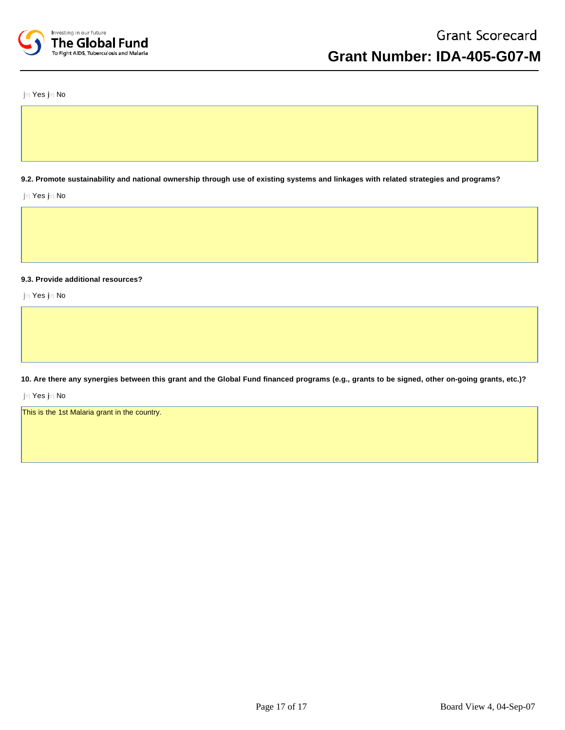Yes No

**9.2. Promote sustainability and national ownership through use of existing systems and linkages with related strategies and programs?**

Yes No

**9.3. Provide additional resources?**

Yes No

**10. Are there any synergies between this grant and the Global Fund financed programs (e.g., grants to be signed, other on-going grants, etc.)?**

Yes No

This is the 1st Malaria grant in the country.